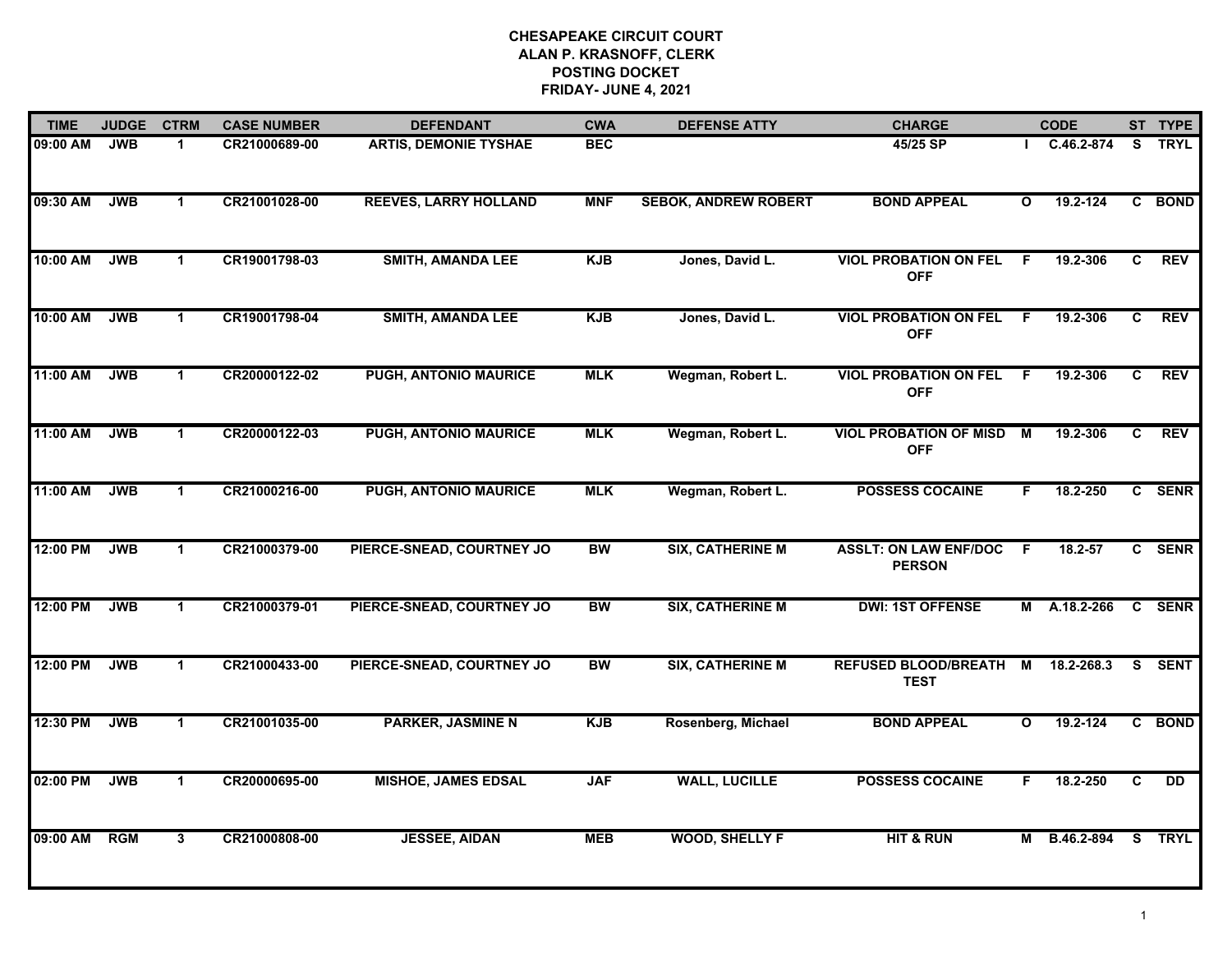# CHESAPEAKE CIRCUIT COURT
## ALAN P. KRASNOFF, CLERK
## POSTING DOCKET
## FRIDAY- JUNE 4, 2021

| TIME | JUDGE | CTRM | CASE NUMBER | DEFENDANT | CWA | DEFENSE ATTY | CHARGE | | CODE | ST | TYPE |
|---|---|---|---|---|---|---|---|---|---|---|---|
| 09:00 AM | JWB | 1 | CR21000689-00 | ARTIS, DEMONIE TYSHAE | BEC | | 45/25 SP | I | C.46.2-874 | S | TRYL |
| 09:30 AM | JWB | 1 | CR21001028-00 | REEVES, LARRY HOLLAND | MNF | SEBOK, ANDREW ROBERT | BOND APPEAL | O | 19.2-124 | C | BOND |
| 10:00 AM | JWB | 1 | CR19001798-03 | SMITH, AMANDA LEE | KJB | Jones, David L. | VIOL PROBATION ON FEL OFF | F | 19.2-306 | C | REV |
| 10:00 AM | JWB | 1 | CR19001798-04 | SMITH, AMANDA LEE | KJB | Jones, David L. | VIOL PROBATION ON FEL OFF | F | 19.2-306 | C | REV |
| 11:00 AM | JWB | 1 | CR20000122-02 | PUGH, ANTONIO MAURICE | MLK | Wegman, Robert L. | VIOL PROBATION ON FEL OFF | F | 19.2-306 | C | REV |
| 11:00 AM | JWB | 1 | CR20000122-03 | PUGH, ANTONIO MAURICE | MLK | Wegman, Robert L. | VIOL PROBATION OF MISD OFF | M | 19.2-306 | C | REV |
| 11:00 AM | JWB | 1 | CR21000216-00 | PUGH, ANTONIO MAURICE | MLK | Wegman, Robert L. | POSSESS COCAINE | F | 18.2-250 | C | SENR |
| 12:00 PM | JWB | 1 | CR21000379-00 | PIERCE-SNEAD, COURTNEY JO | BW | SIX, CATHERINE M | ASSLT: ON LAW ENF/DOC PERSON | F | 18.2-57 | C | SENR |
| 12:00 PM | JWB | 1 | CR21000379-01 | PIERCE-SNEAD, COURTNEY JO | BW | SIX, CATHERINE M | DWI: 1ST OFFENSE | M | A.18.2-266 | C | SENR |
| 12:00 PM | JWB | 1 | CR21000433-00 | PIERCE-SNEAD, COURTNEY JO | BW | SIX, CATHERINE M | REFUSED BLOOD/BREATH TEST | M | 18.2-268.3 | S | SENT |
| 12:30 PM | JWB | 1 | CR21001035-00 | PARKER, JASMINE N | KJB | Rosenberg, Michael | BOND APPEAL | O | 19.2-124 | C | BOND |
| 02:00 PM | JWB | 1 | CR20000695-00 | MISHOE, JAMES EDSAL | JAF | WALL, LUCILLE | POSSESS COCAINE | F | 18.2-250 | C | DD |
| 09:00 AM | RGM | 3 | CR21000808-00 | JESSEE, AIDAN | MEB | WOOD, SHELLY F | HIT & RUN | M | B.46.2-894 | S | TRYL |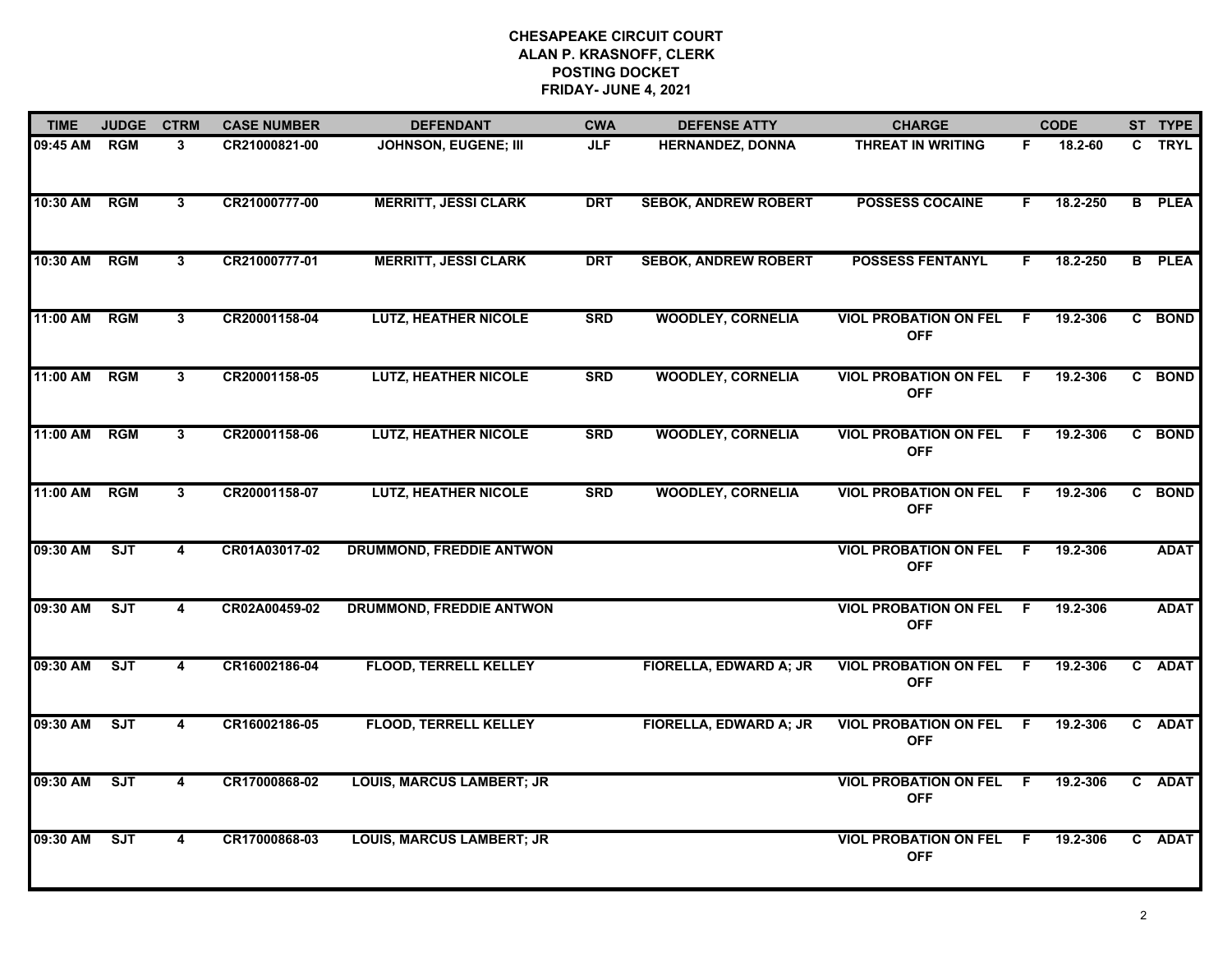**CHESAPEAKE CIRCUIT COURT**
**ALAN P. KRASNOFF, CLERK**
**POSTING DOCKET**
**FRIDAY- JUNE 4, 2021**

| TIME | JUDGE | CTRM | CASE NUMBER | DEFENDANT | CWA | DEFENSE ATTY | CHARGE | | CODE | ST | TYPE |
|---|---|---|---|---|---|---|---|---|---|---|---|
| 09:45 AM | RGM | 3 | CR21000821-00 | JOHNSON, EUGENE; III | JLF | HERNANDEZ, DONNA | THREAT IN WRITING | F | 18.2-60 | C | TRYL |
| 10:30 AM | RGM | 3 | CR21000777-00 | MERRITT, JESSI CLARK | DRT | SEBOK, ANDREW ROBERT | POSSESS COCAINE | F | 18.2-250 | B | PLEA |
| 10:30 AM | RGM | 3 | CR21000777-01 | MERRITT, JESSI CLARK | DRT | SEBOK, ANDREW ROBERT | POSSESS FENTANYL | F | 18.2-250 | B | PLEA |
| 11:00 AM | RGM | 3 | CR20001158-04 | LUTZ, HEATHER NICOLE | SRD | WOODLEY, CORNELIA | VIOL PROBATION ON FEL OFF | F | 19.2-306 | C | BOND |
| 11:00 AM | RGM | 3 | CR20001158-05 | LUTZ, HEATHER NICOLE | SRD | WOODLEY, CORNELIA | VIOL PROBATION ON FEL OFF | F | 19.2-306 | C | BOND |
| 11:00 AM | RGM | 3 | CR20001158-06 | LUTZ, HEATHER NICOLE | SRD | WOODLEY, CORNELIA | VIOL PROBATION ON FEL OFF | F | 19.2-306 | C | BOND |
| 11:00 AM | RGM | 3 | CR20001158-07 | LUTZ, HEATHER NICOLE | SRD | WOODLEY, CORNELIA | VIOL PROBATION ON FEL OFF | F | 19.2-306 | C | BOND |
| 09:30 AM | SJT | 4 | CR01A03017-02 | DRUMMOND, FREDDIE ANTWON | | | VIOL PROBATION ON FEL OFF | F | 19.2-306 | | ADAT |
| 09:30 AM | SJT | 4 | CR02A00459-02 | DRUMMOND, FREDDIE ANTWON | | | VIOL PROBATION ON FEL OFF | F | 19.2-306 | | ADAT |
| 09:30 AM | SJT | 4 | CR16002186-04 | FLOOD, TERRELL KELLEY | | FIORELLA, EDWARD A; JR | VIOL PROBATION ON FEL OFF | F | 19.2-306 | C | ADAT |
| 09:30 AM | SJT | 4 | CR16002186-05 | FLOOD, TERRELL KELLEY | | FIORELLA, EDWARD A; JR | VIOL PROBATION ON FEL OFF | F | 19.2-306 | C | ADAT |
| 09:30 AM | SJT | 4 | CR17000868-02 | LOUIS, MARCUS LAMBERT; JR | | | VIOL PROBATION ON FEL OFF | F | 19.2-306 | C | ADAT |
| 09:30 AM | SJT | 4 | CR17000868-03 | LOUIS, MARCUS LAMBERT; JR | | | VIOL PROBATION ON FEL OFF | F | 19.2-306 | C | ADAT |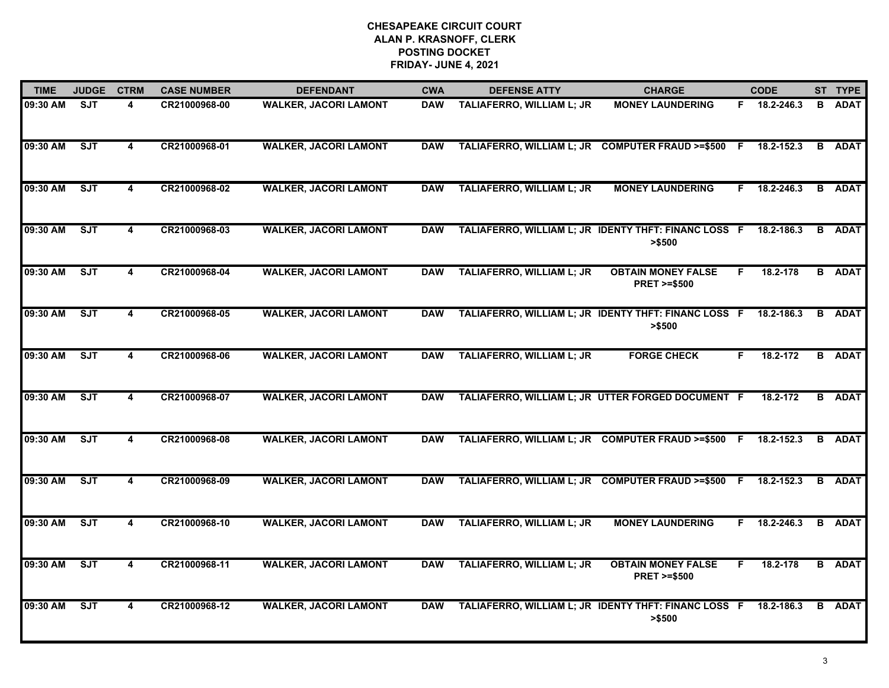**CHESAPEAKE CIRCUIT COURT**
**ALAN P. KRASNOFF, CLERK**
**POSTING DOCKET**
**FRIDAY- JUNE 4, 2021**

| TIME | JUDGE | CTRM | CASE NUMBER | DEFENDANT | CWA | DEFENSE ATTY | CHARGE | | CODE | ST | TYPE |
|---|---|---|---|---|---|---|---|---|---|---|---|
| 09:30 AM | SJT | 4 | CR21000968-00 | WALKER, JACORI LAMONT | DAW | TALIAFERRO, WILLIAM L; JR | MONEY LAUNDERING | F | 18.2-246.3 | B | ADAT |
| 09:30 AM | SJT | 4 | CR21000968-01 | WALKER, JACORI LAMONT | DAW | TALIAFERRO, WILLIAM L; JR | COMPUTER FRAUD >=$500 | F | 18.2-152.3 | B | ADAT |
| 09:30 AM | SJT | 4 | CR21000968-02 | WALKER, JACORI LAMONT | DAW | TALIAFERRO, WILLIAM L; JR | MONEY LAUNDERING | F | 18.2-246.3 | B | ADAT |
| 09:30 AM | SJT | 4 | CR21000968-03 | WALKER, JACORI LAMONT | DAW | TALIAFERRO, WILLIAM L; JR | IDENTY THFT: FINANC LOSS >$500 | F | 18.2-186.3 | B | ADAT |
| 09:30 AM | SJT | 4 | CR21000968-04 | WALKER, JACORI LAMONT | DAW | TALIAFERRO, WILLIAM L; JR | OBTAIN MONEY FALSE PRET >=$500 | F | 18.2-178 | B | ADAT |
| 09:30 AM | SJT | 4 | CR21000968-05 | WALKER, JACORI LAMONT | DAW | TALIAFERRO, WILLIAM L; JR | IDENTY THFT: FINANC LOSS >$500 | F | 18.2-186.3 | B | ADAT |
| 09:30 AM | SJT | 4 | CR21000968-06 | WALKER, JACORI LAMONT | DAW | TALIAFERRO, WILLIAM L; JR | FORGE CHECK | F | 18.2-172 | B | ADAT |
| 09:30 AM | SJT | 4 | CR21000968-07 | WALKER, JACORI LAMONT | DAW | TALIAFERRO, WILLIAM L; JR | UTTER FORGED DOCUMENT | F | 18.2-172 | B | ADAT |
| 09:30 AM | SJT | 4 | CR21000968-08 | WALKER, JACORI LAMONT | DAW | TALIAFERRO, WILLIAM L; JR | COMPUTER FRAUD >=$500 | F | 18.2-152.3 | B | ADAT |
| 09:30 AM | SJT | 4 | CR21000968-09 | WALKER, JACORI LAMONT | DAW | TALIAFERRO, WILLIAM L; JR | COMPUTER FRAUD >=$500 | F | 18.2-152.3 | B | ADAT |
| 09:30 AM | SJT | 4 | CR21000968-10 | WALKER, JACORI LAMONT | DAW | TALIAFERRO, WILLIAM L; JR | MONEY LAUNDERING | F | 18.2-246.3 | B | ADAT |
| 09:30 AM | SJT | 4 | CR21000968-11 | WALKER, JACORI LAMONT | DAW | TALIAFERRO, WILLIAM L; JR | OBTAIN MONEY FALSE PRET >=$500 | F | 18.2-178 | B | ADAT |
| 09:30 AM | SJT | 4 | CR21000968-12 | WALKER, JACORI LAMONT | DAW | TALIAFERRO, WILLIAM L; JR | IDENTY THFT: FINANC LOSS >$500 | F | 18.2-186.3 | B | ADAT |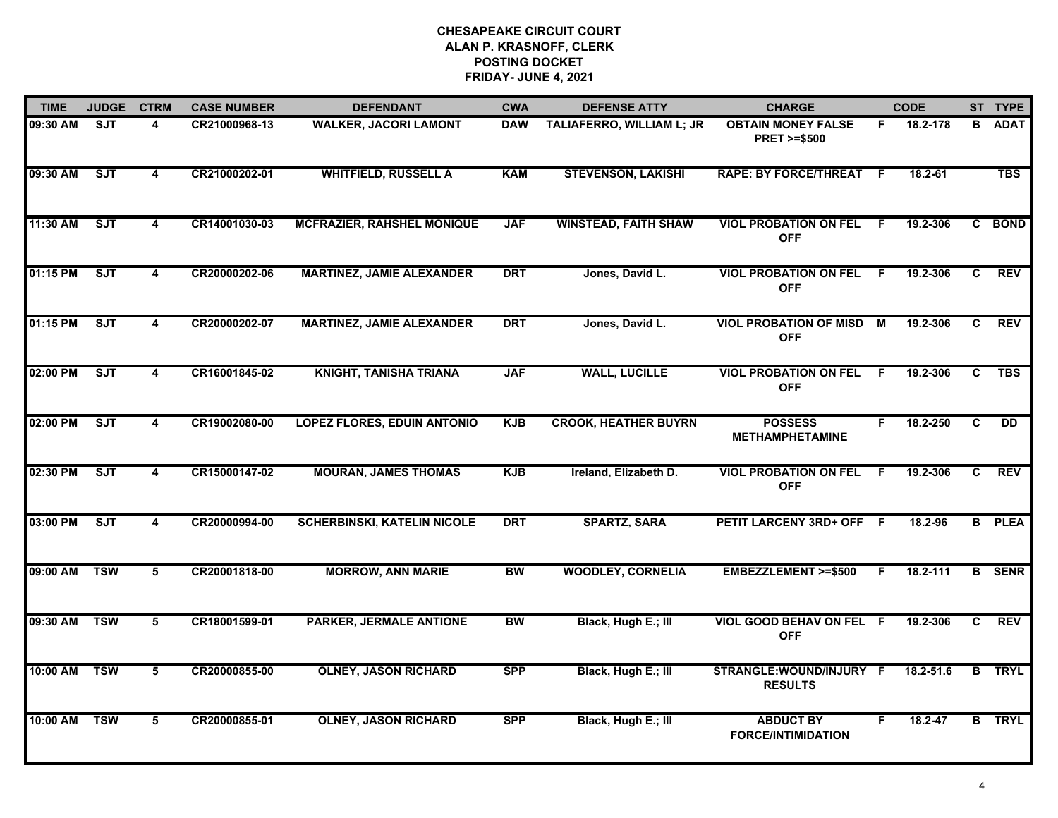**CHESAPEAKE CIRCUIT COURT**
**ALAN P. KRASNOFF, CLERK**
**POSTING DOCKET**
**FRIDAY- JUNE 4, 2021**

| TIME | JUDGE | CTRM | CASE NUMBER | DEFENDANT | CWA | DEFENSE ATTY | CHARGE | | CODE | ST | TYPE |
|---|---|---|---|---|---|---|---|---|---|---|---|
| 09:30 AM | SJT | 4 | CR21000968-13 | WALKER, JACORI LAMONT | DAW | TALIAFERRO, WILLIAM L; JR | OBTAIN MONEY FALSE PRET >=$500 | F | 18.2-178 | B | ADAT |
| 09:30 AM | SJT | 4 | CR21000202-01 | WHITFIELD, RUSSELL A | KAM | STEVENSON, LAKISHI | RAPE: BY FORCE/THREAT | F | 18.2-61 | | TBS |
| 11:30 AM | SJT | 4 | CR14001030-03 | MCFRAZIER, RAHSHEL MONIQUE | JAF | WINSTEAD, FAITH SHAW | VIOL PROBATION ON FEL OFF | F | 19.2-306 | C | BOND |
| 01:15 PM | SJT | 4 | CR20000202-06 | MARTINEZ, JAMIE ALEXANDER | DRT | Jones, David L. | VIOL PROBATION ON FEL OFF | F | 19.2-306 | C | REV |
| 01:15 PM | SJT | 4 | CR20000202-07 | MARTINEZ, JAMIE ALEXANDER | DRT | Jones, David L. | VIOL PROBATION OF MISD OFF | M | 19.2-306 | C | REV |
| 02:00 PM | SJT | 4 | CR16001845-02 | KNIGHT, TANISHA TRIANA | JAF | WALL, LUCILLE | VIOL PROBATION ON FEL OFF | F | 19.2-306 | C | TBS |
| 02:00 PM | SJT | 4 | CR19002080-00 | LOPEZ FLORES, EDUIN ANTONIO | KJB | CROOK, HEATHER BUYRN | POSSESS METHAMPHETAMINE | F | 18.2-250 | C | DD |
| 02:30 PM | SJT | 4 | CR15000147-02 | MOURAN, JAMES THOMAS | KJB | Ireland, Elizabeth D. | VIOL PROBATION ON FEL OFF | F | 19.2-306 | C | REV |
| 03:00 PM | SJT | 4 | CR20000994-00 | SCHERBINSKI, KATELIN NICOLE | DRT | SPARTZ, SARA | PETIT LARCENY 3RD+ OFF | F | 18.2-96 | B | PLEA |
| 09:00 AM | TSW | 5 | CR20001818-00 | MORROW, ANN MARIE | BW | WOODLEY, CORNELIA | EMBEZZLEMENT >=$500 | F | 18.2-111 | B | SENR |
| 09:30 AM | TSW | 5 | CR18001599-01 | PARKER, JERMALE ANTIONE | BW | Black, Hugh E.; III | VIOL GOOD BEHAV ON FEL OFF | F | 19.2-306 | C | REV |
| 10:00 AM | TSW | 5 | CR20000855-00 | OLNEY, JASON RICHARD | SPP | Black, Hugh E.; III | STRANGLE:WOUND/INJURY RESULTS | F | 18.2-51.6 | B | TRYL |
| 10:00 AM | TSW | 5 | CR20000855-01 | OLNEY, JASON RICHARD | SPP | Black, Hugh E.; III | ABDUCT BY FORCE/INTIMIDATION | F | 18.2-47 | B | TRYL |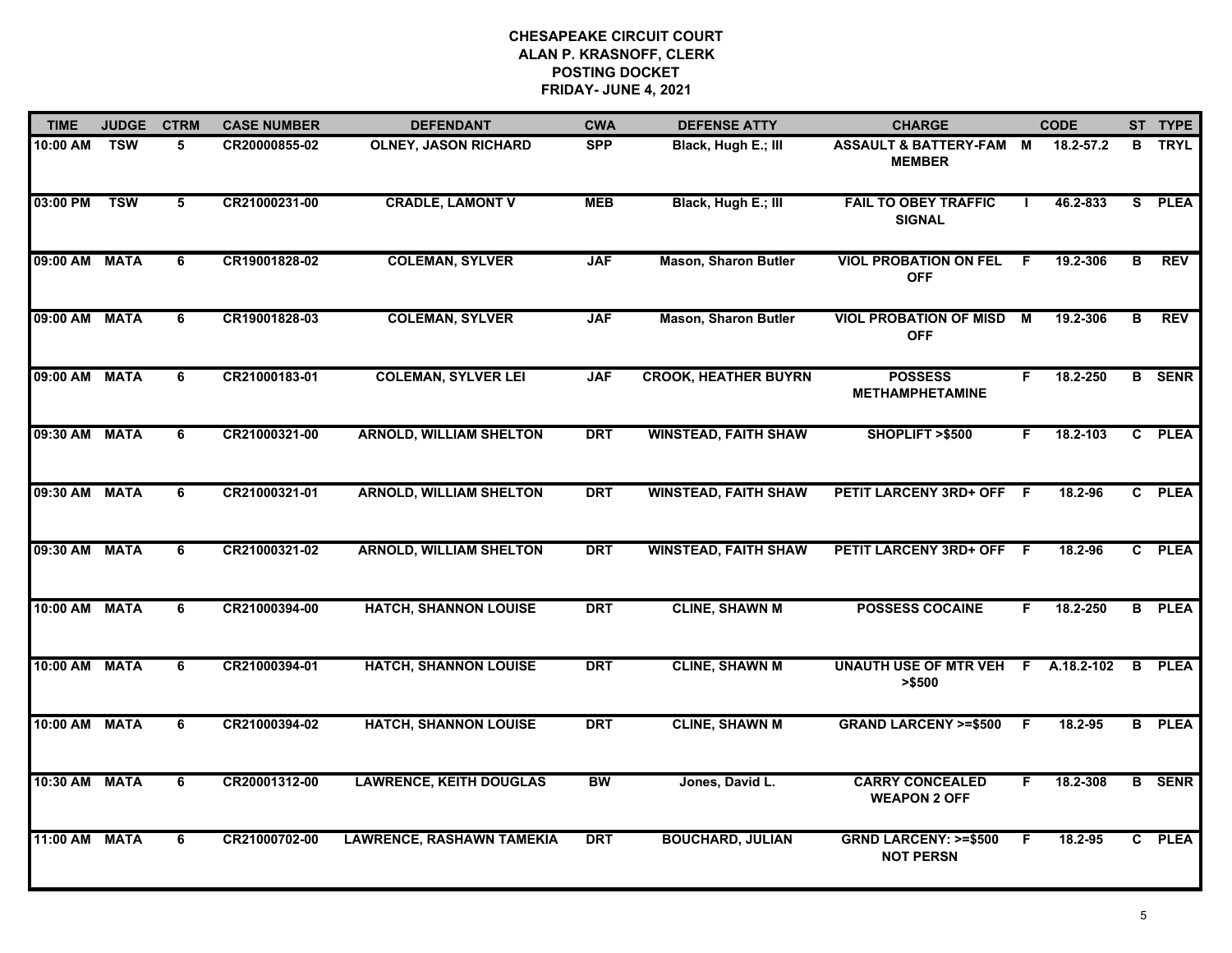**CHESAPEAKE CIRCUIT COURT**
**ALAN P. KRASNOFF, CLERK**
**POSTING DOCKET**
**FRIDAY- JUNE 4, 2021**

| TIME | JUDGE | CTRM | CASE NUMBER | DEFENDANT | CWA | DEFENSE ATTY | CHARGE | | CODE | ST | TYPE |
|---|---|---|---|---|---|---|---|---|---|---|---|
| 10:00 AM | TSW | 5 | CR20000855-02 | OLNEY, JASON RICHARD | SPP | Black, Hugh E.; III | ASSAULT & BATTERY-FAM MEMBER | M | 18.2-57.2 | B | TRYL |
| 03:00 PM | TSW | 5 | CR21000231-00 | CRADLE, LAMONT V | MEB | Black, Hugh E.; III | FAIL TO OBEY TRAFFIC SIGNAL | I | 46.2-833 | S | PLEA |
| 09:00 AM | MATA | 6 | CR19001828-02 | COLEMAN, SYLVER | JAF | Mason, Sharon Butler | VIOL PROBATION ON FEL OFF | F | 19.2-306 | B | REV |
| 09:00 AM | MATA | 6 | CR19001828-03 | COLEMAN, SYLVER | JAF | Mason, Sharon Butler | VIOL PROBATION OF MISD OFF | M | 19.2-306 | B | REV |
| 09:00 AM | MATA | 6 | CR21000183-01 | COLEMAN, SYLVER LEI | JAF | CROOK, HEATHER BUYRN | POSSESS METHAMPHETAMINE | F | 18.2-250 | B | SENR |
| 09:30 AM | MATA | 6 | CR21000321-00 | ARNOLD, WILLIAM SHELTON | DRT | WINSTEAD, FAITH SHAW | SHOPLIFT >$500 | F | 18.2-103 | C | PLEA |
| 09:30 AM | MATA | 6 | CR21000321-01 | ARNOLD, WILLIAM SHELTON | DRT | WINSTEAD, FAITH SHAW | PETIT LARCENY 3RD+ OFF | F | 18.2-96 | C | PLEA |
| 09:30 AM | MATA | 6 | CR21000321-02 | ARNOLD, WILLIAM SHELTON | DRT | WINSTEAD, FAITH SHAW | PETIT LARCENY 3RD+ OFF | F | 18.2-96 | C | PLEA |
| 10:00 AM | MATA | 6 | CR21000394-00 | HATCH, SHANNON LOUISE | DRT | CLINE, SHAWN M | POSSESS COCAINE | F | 18.2-250 | B | PLEA |
| 10:00 AM | MATA | 6 | CR21000394-01 | HATCH, SHANNON LOUISE | DRT | CLINE, SHAWN M | UNAUTH USE OF MTR VEH >$500 | F | A.18.2-102 | B | PLEA |
| 10:00 AM | MATA | 6 | CR21000394-02 | HATCH, SHANNON LOUISE | DRT | CLINE, SHAWN M | GRAND LARCENY >=$500 | F | 18.2-95 | B | PLEA |
| 10:30 AM | MATA | 6 | CR20001312-00 | LAWRENCE, KEITH DOUGLAS | BW | Jones, David L. | CARRY CONCEALED WEAPON 2 OFF | F | 18.2-308 | B | SENR |
| 11:00 AM | MATA | 6 | CR21000702-00 | LAWRENCE, RASHAWN TAMEKIA | DRT | BOUCHARD, JULIAN | GRND LARCENY: >=$500 NOT PERSN | F | 18.2-95 | C | PLEA |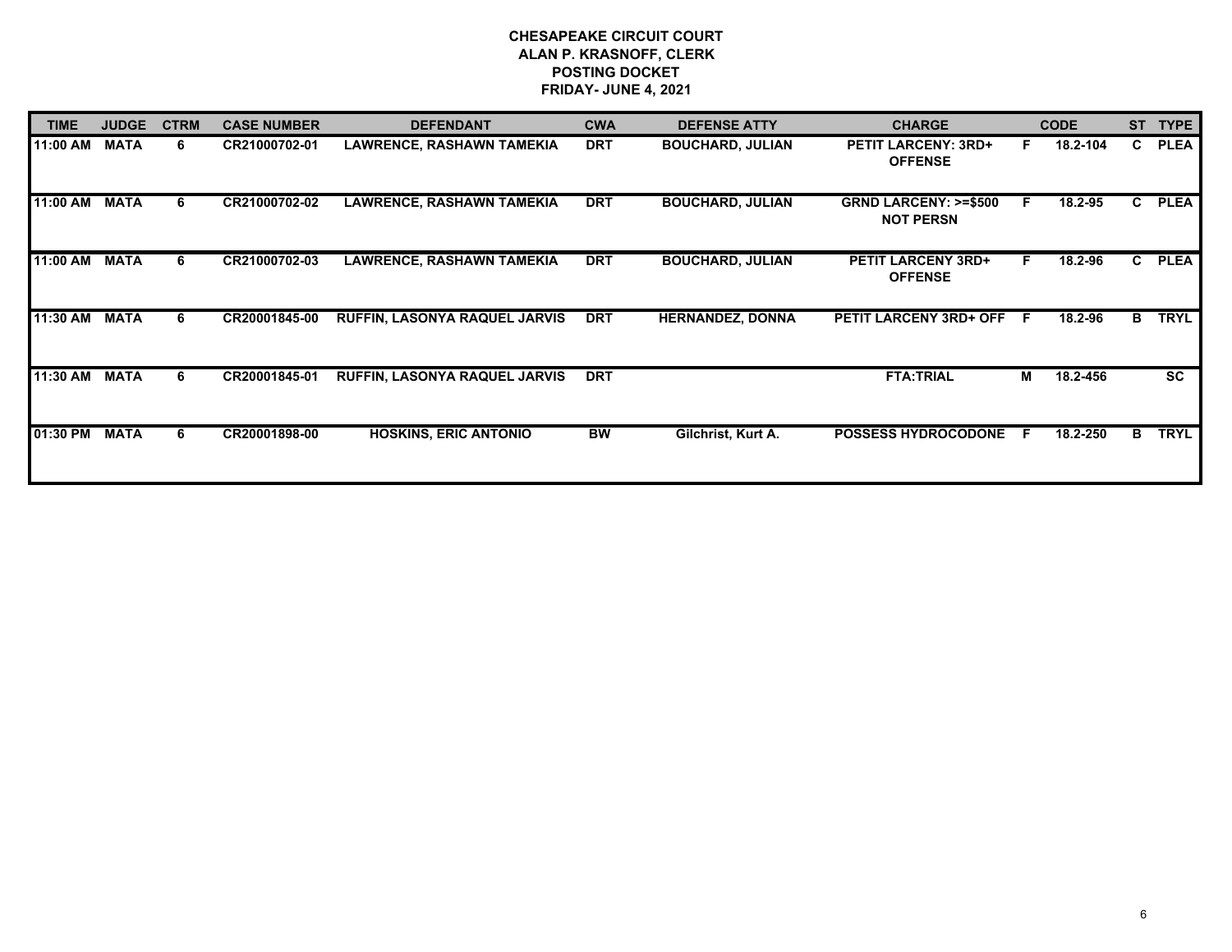# CHESAPEAKE CIRCUIT COURT
## ALAN P. KRASNOFF, CLERK
## POSTING DOCKET
## FRIDAY- JUNE 4, 2021

| TIME | JUDGE | CTRM | CASE NUMBER | DEFENDANT | CWA | DEFENSE ATTY | CHARGE | | CODE | ST | TYPE |
|---|---|---|---|---|---|---|---|---|---|---|---|
| 11:00 AM | MATA | 6 | CR21000702-01 | LAWRENCE, RASHAWN TAMEKIA | DRT | BOUCHARD, JULIAN | PETIT LARCENY: 3RD+ OFFENSE | F | 18.2-104 | C | PLEA |
| 11:00 AM | MATA | 6 | CR21000702-02 | LAWRENCE, RASHAWN TAMEKIA | DRT | BOUCHARD, JULIAN | GRND LARCENY: >=$500 NOT PERSN | F | 18.2-95 | C | PLEA |
| 11:00 AM | MATA | 6 | CR21000702-03 | LAWRENCE, RASHAWN TAMEKIA | DRT | BOUCHARD, JULIAN | PETIT LARCENY 3RD+ OFFENSE | F | 18.2-96 | C | PLEA |
| 11:30 AM | MATA | 6 | CR20001845-00 | RUFFIN, LASONYA RAQUEL JARVIS | DRT | HERNANDEZ, DONNA | PETIT LARCENY 3RD+ OFF | F | 18.2-96 | B | TRYL |
| 11:30 AM | MATA | 6 | CR20001845-01 | RUFFIN, LASONYA RAQUEL JARVIS | DRT | | FTA:TRIAL | M | 18.2-456 | | SC |
| 01:30 PM | MATA | 6 | CR20001898-00 | HOSKINS, ERIC ANTONIO | BW | Gilchrist, Kurt A. | POSSESS HYDROCODONE | F | 18.2-250 | B | TRYL |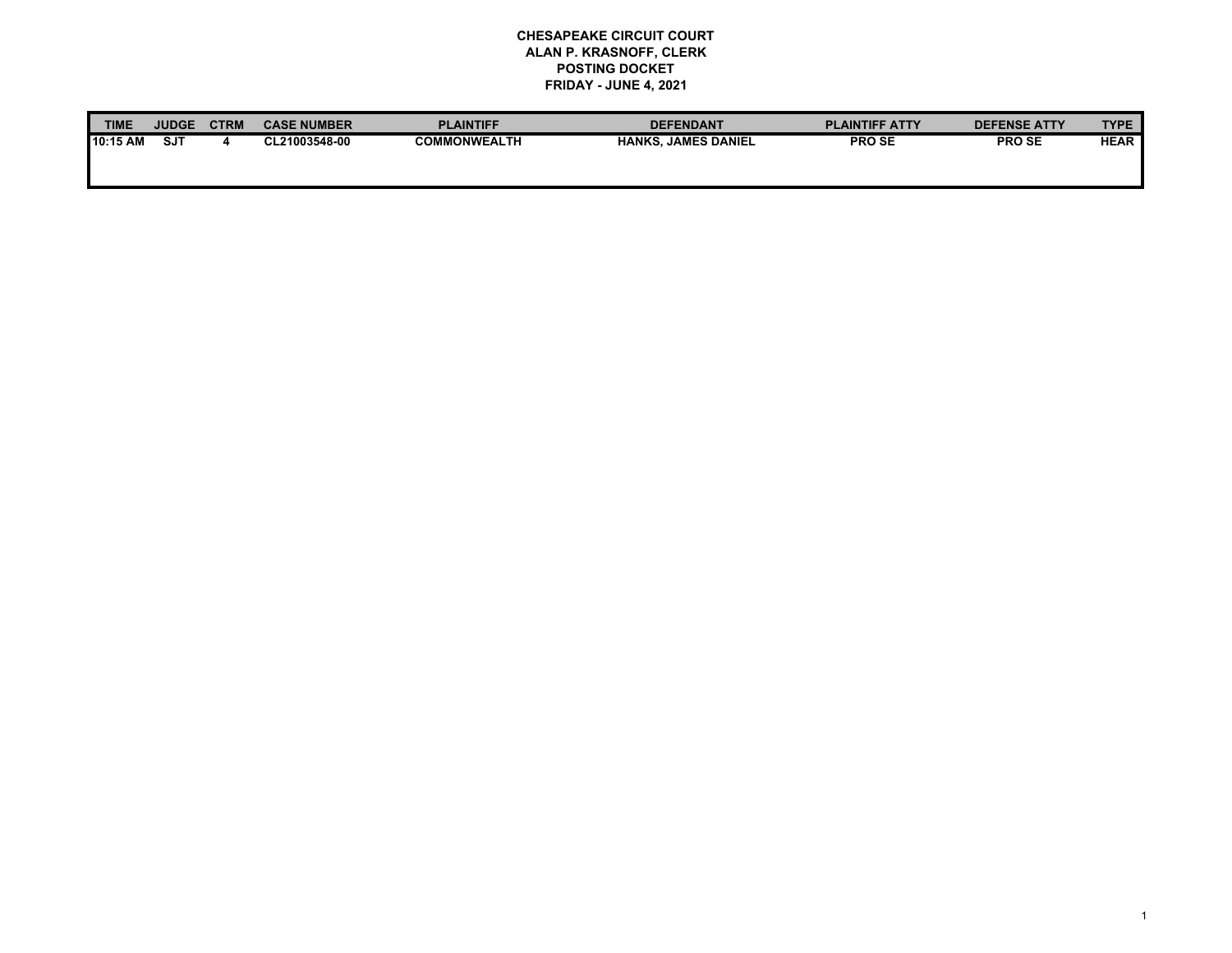**CHESAPEAKE CIRCUIT COURT**
**ALAN P. KRASNOFF, CLERK**
**POSTING DOCKET**
**FRIDAY - JUNE 4, 2021**

| TIME | JUDGE | CTRM | CASE NUMBER | PLAINTIFF | DEFENDANT | PLAINTIFF ATTY | DEFENSE ATTY | TYPE |
|---|---|---|---|---|---|---|---|---|
| 10:15 AM | SJT | 4 | CL21003548-00 | COMMONWEALTH | HANKS, JAMES DANIEL | PRO SE | PRO SE | HEAR |